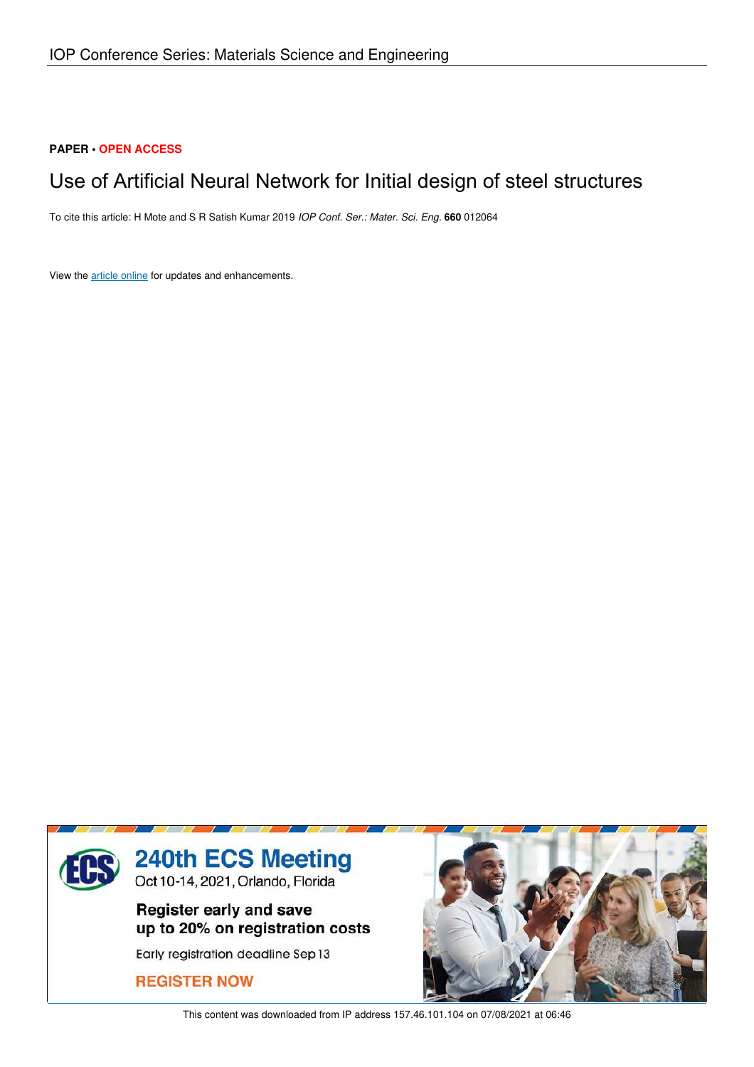IOP Conference Series: Materials Science and Engineering

**PAPER • OPEN ACCESS**

# Use of Artificial Neural Network for Initial design of steel structures

To cite this article: H Mote and S R Satish Kumar 2019 *IOP Conf. Ser.: Mater. Sci. Eng.* **660** 012064

View the article online for updates and enhancements.

**240th ECS Meeting**
Oct 10-14, 2021, Orlando, Florida

**Register early and save up to 20% on registration costs**

Early registration deadline Sep 13

**REGISTER NOW**

This content was downloaded from IP address 157.46.101.104 on 07/08/2021 at 06:46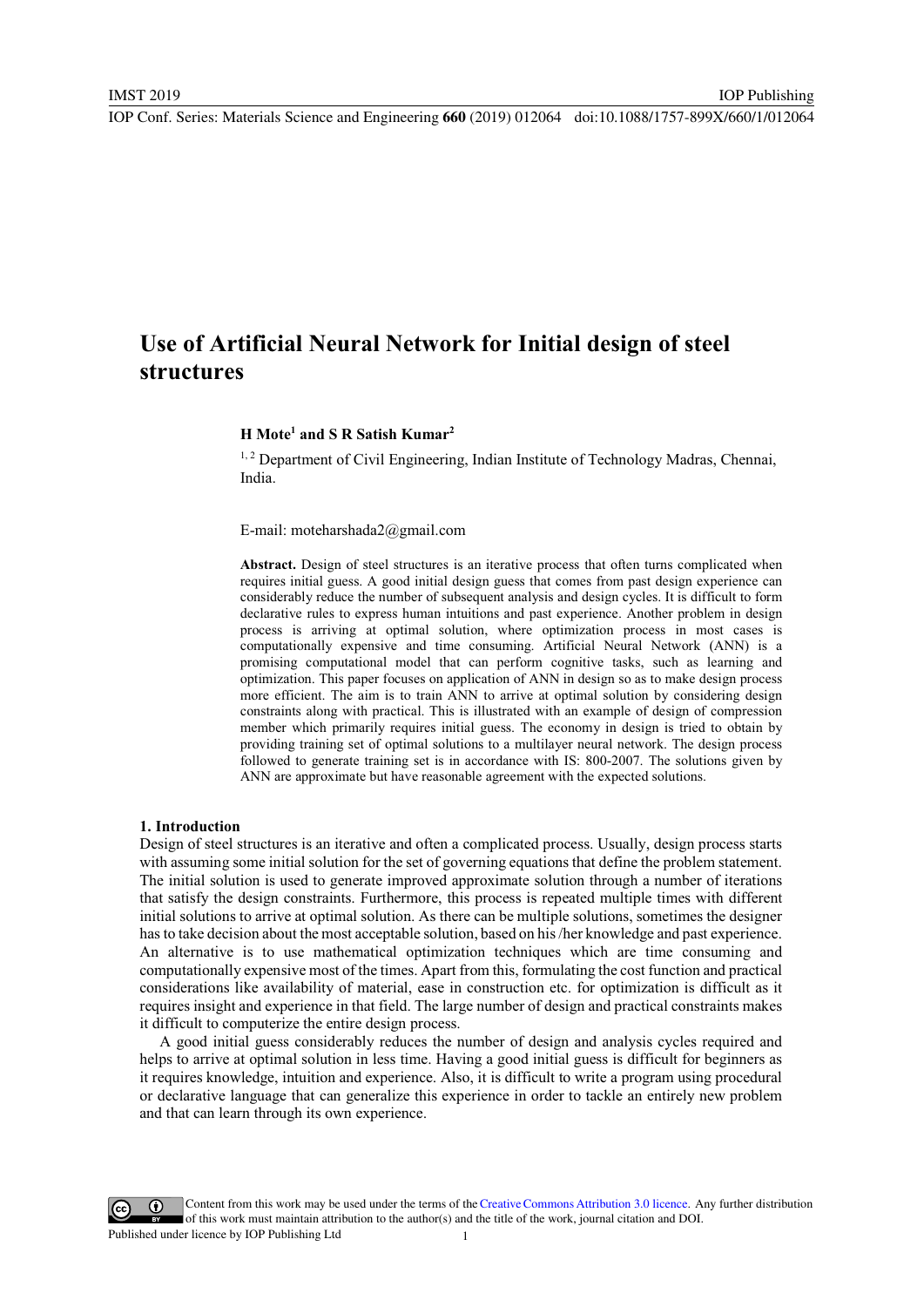# Use of Artificial Neural Network for Initial design of steel structures

**H Mote[1] and S R Satish Kumar[2]**

[1, 2] Department of Civil Engineering, Indian Institute of Technology Madras, Chennai, India.

E-mail: moteharshada2@gmail.com

**Abstract.** Design of steel structures is an iterative process that often turns complicated when requires initial guess. A good initial design guess that comes from past design experience can considerably reduce the number of subsequent analysis and design cycles. It is difficult to form declarative rules to express human intuitions and past experience. Another problem in design process is arriving at optimal solution, where optimization process in most cases is computationally expensive and time consuming. Artificial Neural Network (ANN) is a promising computational model that can perform cognitive tasks, such as learning and optimization. This paper focuses on application of ANN in design so as to make design process more efficient. The aim is to train ANN to arrive at optimal solution by considering design constraints along with practical. This is illustrated with an example of design of compression member which primarily requires initial guess. The economy in design is tried to obtain by providing training set of optimal solutions to a multilayer neural network. The design process followed to generate training set is in accordance with IS: 800-2007. The solutions given by ANN are approximate but have reasonable agreement with the expected solutions.

## 1. Introduction

Design of steel structures is an iterative and often a complicated process. Usually, design process starts with assuming some initial solution for the set of governing equations that define the problem statement. The initial solution is used to generate improved approximate solution through a number of iterations that satisfy the design constraints. Furthermore, this process is repeated multiple times with different initial solutions to arrive at optimal solution. As there can be multiple solutions, sometimes the designer has to take decision about the most acceptable solution, based on his /her knowledge and past experience. An alternative is to use mathematical optimization techniques which are time consuming and computationally expensive most of the times. Apart from this, formulating the cost function and practical considerations like availability of material, ease in construction etc. for optimization is difficult as it requires insight and experience in that field. The large number of design and practical constraints makes it difficult to computerize the entire design process.

A good initial guess considerably reduces the number of design and analysis cycles required and helps to arrive at optimal solution in less time. Having a good initial guess is difficult for beginners as it requires knowledge, intuition and experience. Also, it is difficult to write a program using procedural or declarative language that can generalize this experience in order to tackle an entirely new problem and that can learn through its own experience.

Content from this work may be used under the terms of the Creative Commons Attribution 3.0 licence. Any further distribution of this work must maintain attribution to the author(s) and the title of the work, journal citation and DOI.
Published under licence by IOP Publishing Ltd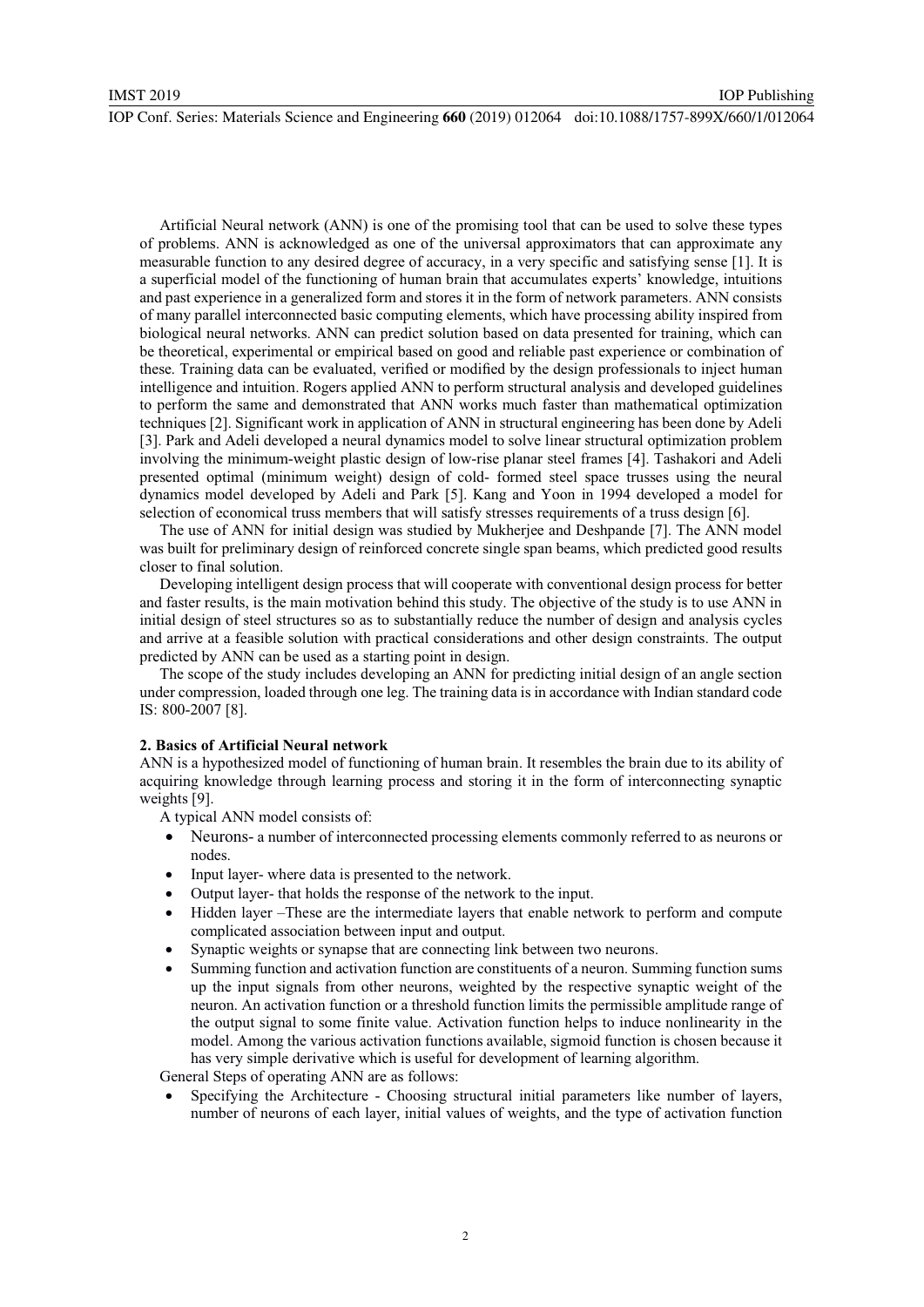Artificial Neural network (ANN) is one of the promising tool that can be used to solve these types of problems. ANN is acknowledged as one of the universal approximators that can approximate any measurable function to any desired degree of accuracy, in a very specific and satisfying sense [1]. It is a superficial model of the functioning of human brain that accumulates experts' knowledge, intuitions and past experience in a generalized form and stores it in the form of network parameters. ANN consists of many parallel interconnected basic computing elements, which have processing ability inspired from biological neural networks. ANN can predict solution based on data presented for training, which can be theoretical, experimental or empirical based on good and reliable past experience or combination of these. Training data can be evaluated, verified or modified by the design professionals to inject human intelligence and intuition. Rogers applied ANN to perform structural analysis and developed guidelines to perform the same and demonstrated that ANN works much faster than mathematical optimization techniques [2]. Significant work in application of ANN in structural engineering has been done by Adeli [3]. Park and Adeli developed a neural dynamics model to solve linear structural optimization problem involving the minimum-weight plastic design of low-rise planar steel frames [4]. Tashakori and Adeli presented optimal (minimum weight) design of cold- formed steel space trusses using the neural dynamics model developed by Adeli and Park [5]. Kang and Yoon in 1994 developed a model for selection of economical truss members that will satisfy stresses requirements of a truss design [6].

The use of ANN for initial design was studied by Mukherjee and Deshpande [7]. The ANN model was built for preliminary design of reinforced concrete single span beams, which predicted good results closer to final solution.

Developing intelligent design process that will cooperate with conventional design process for better and faster results, is the main motivation behind this study. The objective of the study is to use ANN in initial design of steel structures so as to substantially reduce the number of design and analysis cycles and arrive at a feasible solution with practical considerations and other design constraints. The output predicted by ANN can be used as a starting point in design.

The scope of the study includes developing an ANN for predicting initial design of an angle section under compression, loaded through one leg. The training data is in accordance with Indian standard code IS: 800-2007 [8].

## 2. Basics of Artificial Neural network

ANN is a hypothesized model of functioning of human brain. It resembles the brain due to its ability of acquiring knowledge through learning process and storing it in the form of interconnecting synaptic weights [9].

A typical ANN model consists of:

- Neurons- a number of interconnected processing elements commonly referred to as neurons or nodes.
- Input layer- where data is presented to the network.
- Output layer- that holds the response of the network to the input.
- Hidden layer –These are the intermediate layers that enable network to perform and compute complicated association between input and output.
- Synaptic weights or synapse that are connecting link between two neurons.
- Summing function and activation function are constituents of a neuron. Summing function sums up the input signals from other neurons, weighted by the respective synaptic weight of the neuron. An activation function or a threshold function limits the permissible amplitude range of the output signal to some finite value. Activation function helps to induce nonlinearity in the model. Among the various activation functions available, sigmoid function is chosen because it has very simple derivative which is useful for development of learning algorithm.

General Steps of operating ANN are as follows:

- Specifying the Architecture - Choosing structural initial parameters like number of layers, number of neurons of each layer, initial values of weights, and the type of activation function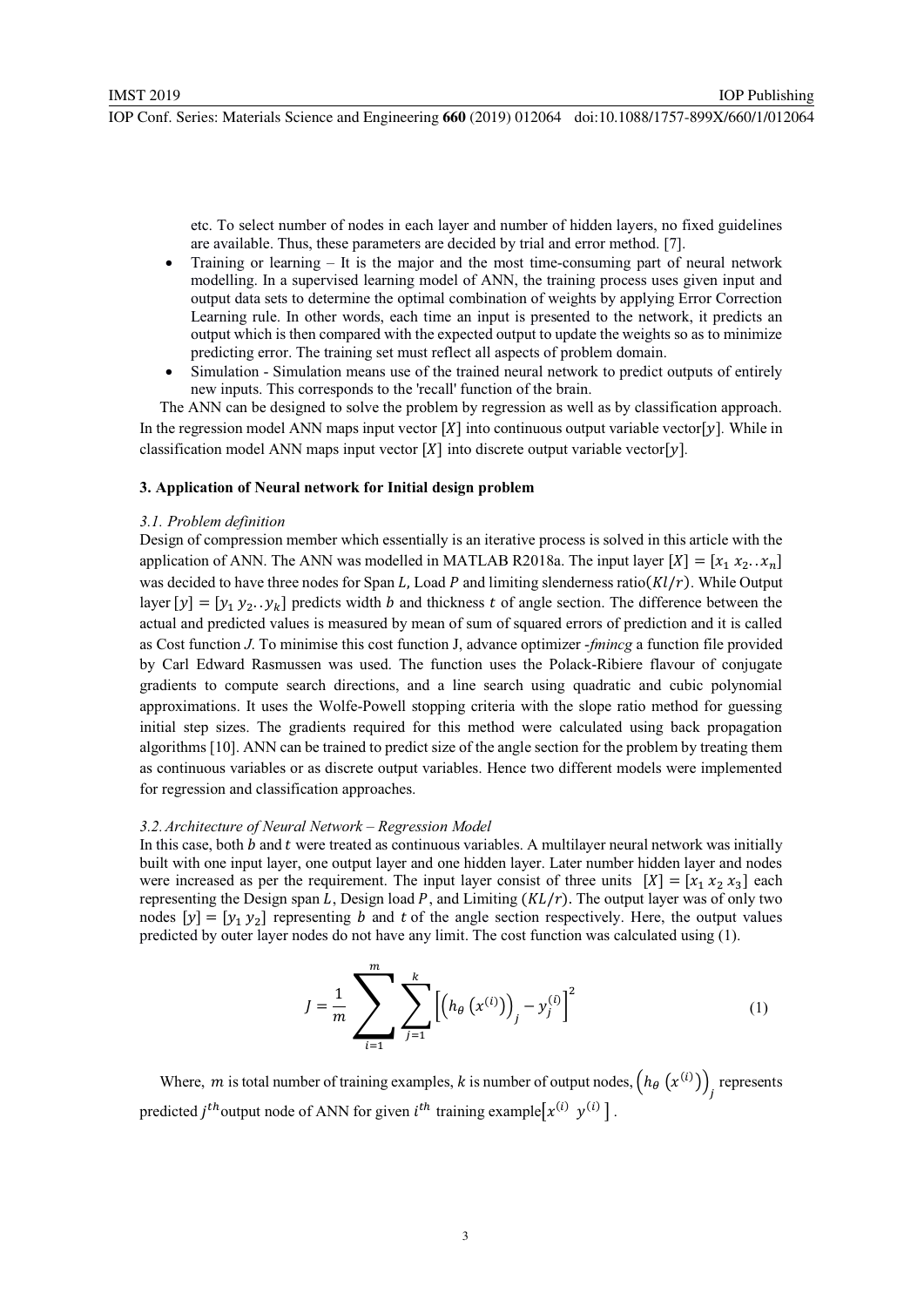etc. To select number of nodes in each layer and number of hidden layers, no fixed guidelines are available. Thus, these parameters are decided by trial and error method. [7].

- Training or learning – It is the major and the most time-consuming part of neural network modelling. In a supervised learning model of ANN, the training process uses given input and output data sets to determine the optimal combination of weights by applying Error Correction Learning rule. In other words, each time an input is presented to the network, it predicts an output which is then compared with the expected output to update the weights so as to minimize predicting error. The training set must reflect all aspects of problem domain.
- Simulation - Simulation means use of the trained neural network to predict outputs of entirely new inputs. This corresponds to the 'recall' function of the brain.

The ANN can be designed to solve the problem by regression as well as by classification approach. In the regression model ANN maps input vector $[X]$ into continuous output variable vector$[y]$. While in classification model ANN maps input vector $[X]$ into discrete output variable vector$[y]$.

## 3. Application of Neural network for Initial design problem

### 3.1. Problem definition

Design of compression member which essentially is an iterative process is solved in this article with the application of ANN. The ANN was modelled in MATLAB R2018a. The input layer $[X] = [x_1\ x_2 .. x_n]$ was decided to have three nodes for Span $L$, Load $P$ and limiting slenderness ratio$(Kl/r)$. While Output layer $[y] = [y_1\ y_2 .. y_k]$ predicts width $b$ and thickness $t$ of angle section. The difference between the actual and predicted values is measured by mean of sum of squared errors of prediction and it is called as Cost function *J*. To minimise this cost function J, advance optimizer -*fmincg* a function file provided by Carl Edward Rasmussen was used. The function uses the Polack-Ribiere flavour of conjugate gradients to compute search directions, and a line search using quadratic and cubic polynomial approximations. It uses the Wolfe-Powell stopping criteria with the slope ratio method for guessing initial step sizes. The gradients required for this method were calculated using back propagation algorithms [10]. ANN can be trained to predict size of the angle section for the problem by treating them as continuous variables or as discrete output variables. Hence two different models were implemented for regression and classification approaches.

### 3.2. Architecture of Neural Network – Regression Model

In this case, both $b$ and $t$ were treated as continuous variables. A multilayer neural network was initially built with one input layer, one output layer and one hidden layer. Later number hidden layer and nodes were increased as per the requirement. The input layer consist of three units $[X] = [x_1\ x_2\ x_3]$ each representing the Design span $L$, Design load $P$, and Limiting $(KL/r)$. The output layer was of only two nodes $[y] = [y_1\ y_2]$ representing $b$ and $t$ of the angle section respectively. Here, the output values predicted by outer layer nodes do not have any limit. The cost function was calculated using (1).

$$J = \frac{1}{m} \sum_{i=1}^{m} \sum_{j=1}^{k} \left[ \left( h_\theta \left( x^{(i)} \right) \right)_j - y_j^{(i)} \right]^2 \tag{1}$$

Where, $m$ is total number of training examples, $k$ is number of output nodes, $\left( h_\theta \left( x^{(i)} \right) \right)_j$ represents predicted $j^{th}$output node of ANN for given $i^{th}$ training example$\left[ x^{(i)}\ \ y^{(i)} \right]$.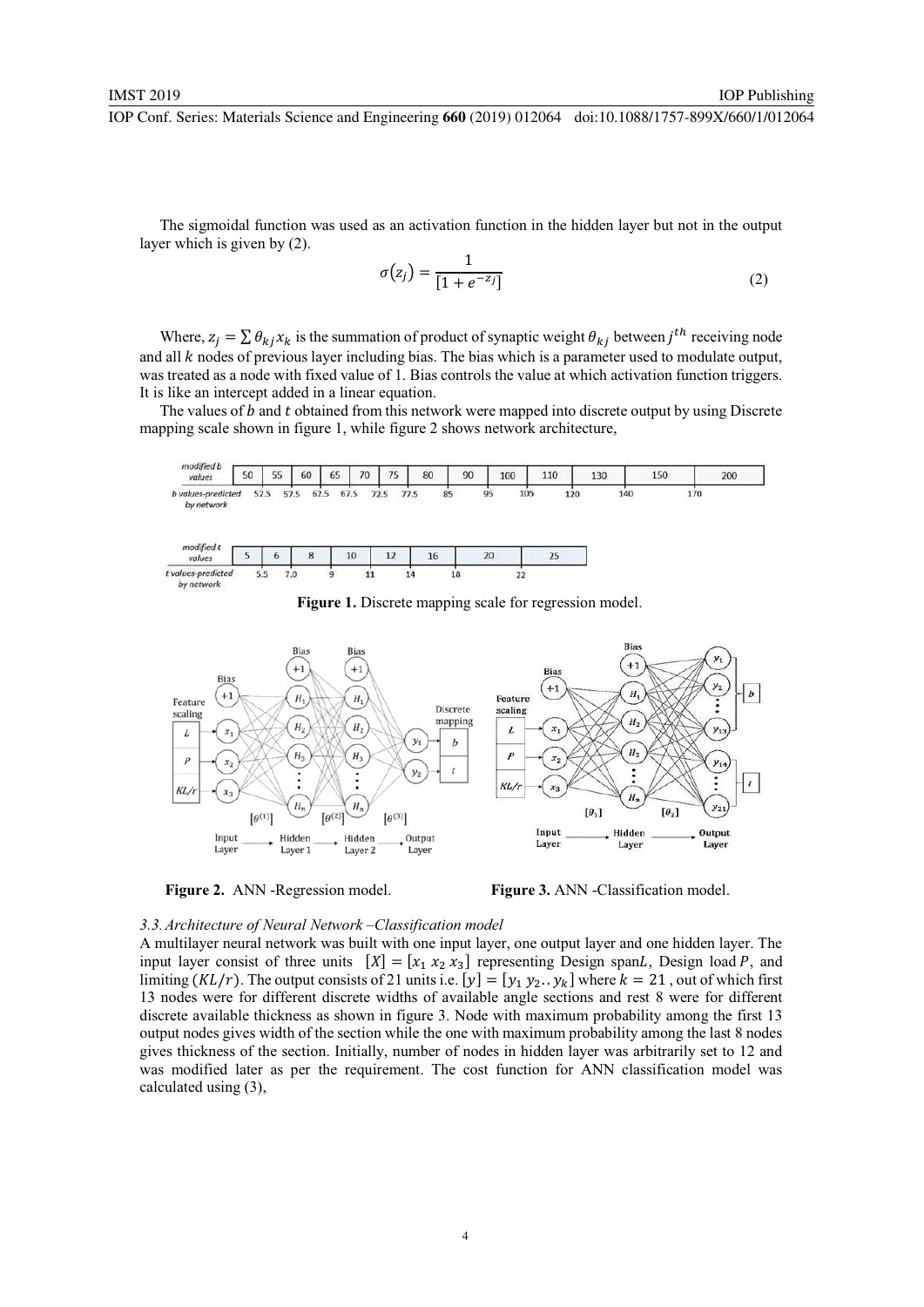The sigmoidal function was used as an activation function in the hidden layer but not in the output layer which is given by (2).

$$\sigma(z_j) = \frac{1}{[1 + e^{-z_j}]} \tag{2}$$

Where, $z_j = \sum \theta_{kj} x_k$ is the summation of product of synaptic weight $\theta_{kj}$ between $j^{th}$ receiving node and all $k$ nodes of previous layer including bias. The bias which is a parameter used to modulate output, was treated as a node with fixed value of 1. Bias controls the value at which activation function triggers. It is like an intercept added in a linear equation.

The values of $b$ and $t$ obtained from this network were mapped into discrete output by using Discrete mapping scale shown in figure 1, while figure 2 shows network architecture,

**Figure 1.** Discrete mapping scale for regression model.

**Figure 2.** ANN -Regression model.

**Figure 3.** ANN -Classification model.

### 3.3. Architecture of Neural Network –Classification model

A multilayer neural network was built with one input layer, one output layer and one hidden layer. The input layer consist of three units $[X] = [x_1\ x_2\ x_3]$ representing Design span$L$, Design load $P$, and limiting $(KL/r)$. The output consists of 21 units i.e. $[y] = [y_1\ y_2 .. y_k]$ where $k = 21$ , out of which first 13 nodes were for different discrete widths of available angle sections and rest 8 were for different discrete available thickness as shown in figure 3. Node with maximum probability among the first 13 output nodes gives width of the section while the one with maximum probability among the last 8 nodes gives thickness of the section. Initially, number of nodes in hidden layer was arbitrarily set to 12 and was modified later as per the requirement. The cost function for ANN classification model was calculated using (3),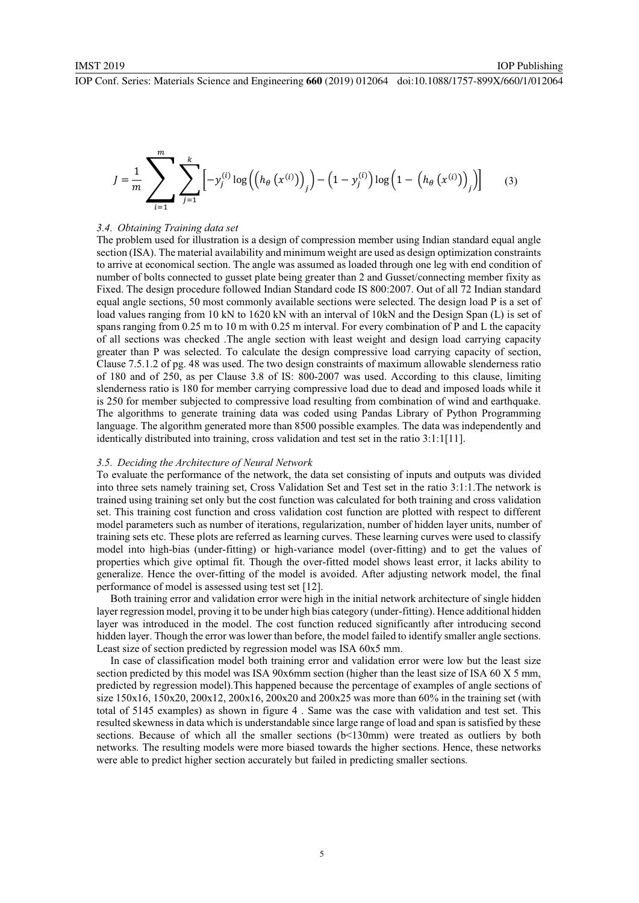$$J = \frac{1}{m}\sum_{i=1}^{m}\sum_{j=1}^{k}\left[-y_j^{(i)}\log\left(\left(h_\theta\left(x^{(i)}\right)\right)_j\right) - \left(1 - y_j^{(i)}\right)\log\left(1 - \left(h_\theta\left(x^{(i)}\right)\right)_j\right)\right] \tag{3}$$

### *3.4. Obtaining Training data set*

The problem used for illustration is a design of compression member using Indian standard equal angle section (ISA). The material availability and minimum weight are used as design optimization constraints to arrive at economical section. The angle was assumed as loaded through one leg with end condition of number of bolts connected to gusset plate being greater than 2 and Gusset/connecting member fixity as Fixed. The design procedure followed Indian Standard code IS 800:2007. Out of all 72 Indian standard equal angle sections, 50 most commonly available sections were selected. The design load P is a set of load values ranging from 10 kN to 1620 kN with an interval of 10kN and the Design Span (L) is set of spans ranging from 0.25 m to 10 m with 0.25 m interval. For every combination of P and L the capacity of all sections was checked .The angle section with least weight and design load carrying capacity greater than P was selected. To calculate the design compressive load carrying capacity of section, Clause 7.5.1.2 of pg. 48 was used. The two design constraints of maximum allowable slenderness ratio of 180 and of 250, as per Clause 3.8 of IS: 800-2007 was used. According to this clause, limiting slenderness ratio is 180 for member carrying compressive load due to dead and imposed loads while it is 250 for member subjected to compressive load resulting from combination of wind and earthquake. The algorithms to generate training data was coded using Pandas Library of Python Programming language. The algorithm generated more than 8500 possible examples. The data was independently and identically distributed into training, cross validation and test set in the ratio 3:1:1[11].

### *3.5. Deciding the Architecture of Neural Network*

To evaluate the performance of the network, the data set consisting of inputs and outputs was divided into three sets namely training set, Cross Validation Set and Test set in the ratio 3:1:1.The network is trained using training set only but the cost function was calculated for both training and cross validation set. This training cost function and cross validation cost function are plotted with respect to different model parameters such as number of iterations, regularization, number of hidden layer units, number of training sets etc. These plots are referred as learning curves. These learning curves were used to classify model into high-bias (under-fitting) or high-variance model (over-fitting) and to get the values of properties which give optimal fit. Though the over-fitted model shows least error, it lacks ability to generalize. Hence the over-fitting of the model is avoided. After adjusting network model, the final performance of model is assessed using test set [12].

Both training error and validation error were high in the initial network architecture of single hidden layer regression model, proving it to be under high bias category (under-fitting). Hence additional hidden layer was introduced in the model. The cost function reduced significantly after introducing second hidden layer. Though the error was lower than before, the model failed to identify smaller angle sections. Least size of section predicted by regression model was ISA 60x5 mm.

In case of classification model both training error and validation error were low but the least size section predicted by this model was ISA 90x6mm section (higher than the least size of ISA 60 X 5 mm, predicted by regression model).This happened because the percentage of examples of angle sections of size 150x16, 150x20, 200x12, 200x16, 200x20 and 200x25 was more than 60% in the training set (with total of 5145 examples) as shown in figure 4 . Same was the case with validation and test set. This resulted skewness in data which is understandable since large range of load and span is satisfied by these sections. Because of which all the smaller sections (b<130mm) were treated as outliers by both networks. The resulting models were more biased towards the higher sections. Hence, these networks were able to predict higher section accurately but failed in predicting smaller sections.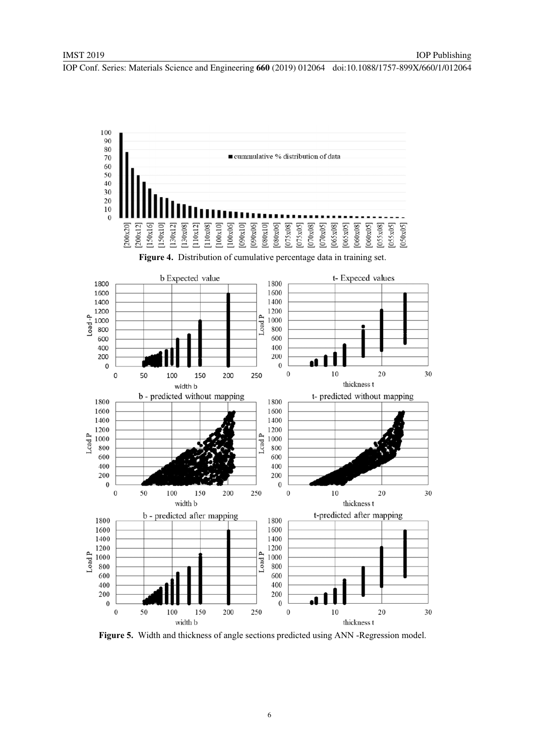**Figure 4.** Distribution of cumulative percentage data in training set.

**Figure 5.** Width and thickness of angle sections predicted using ANN -Regression model.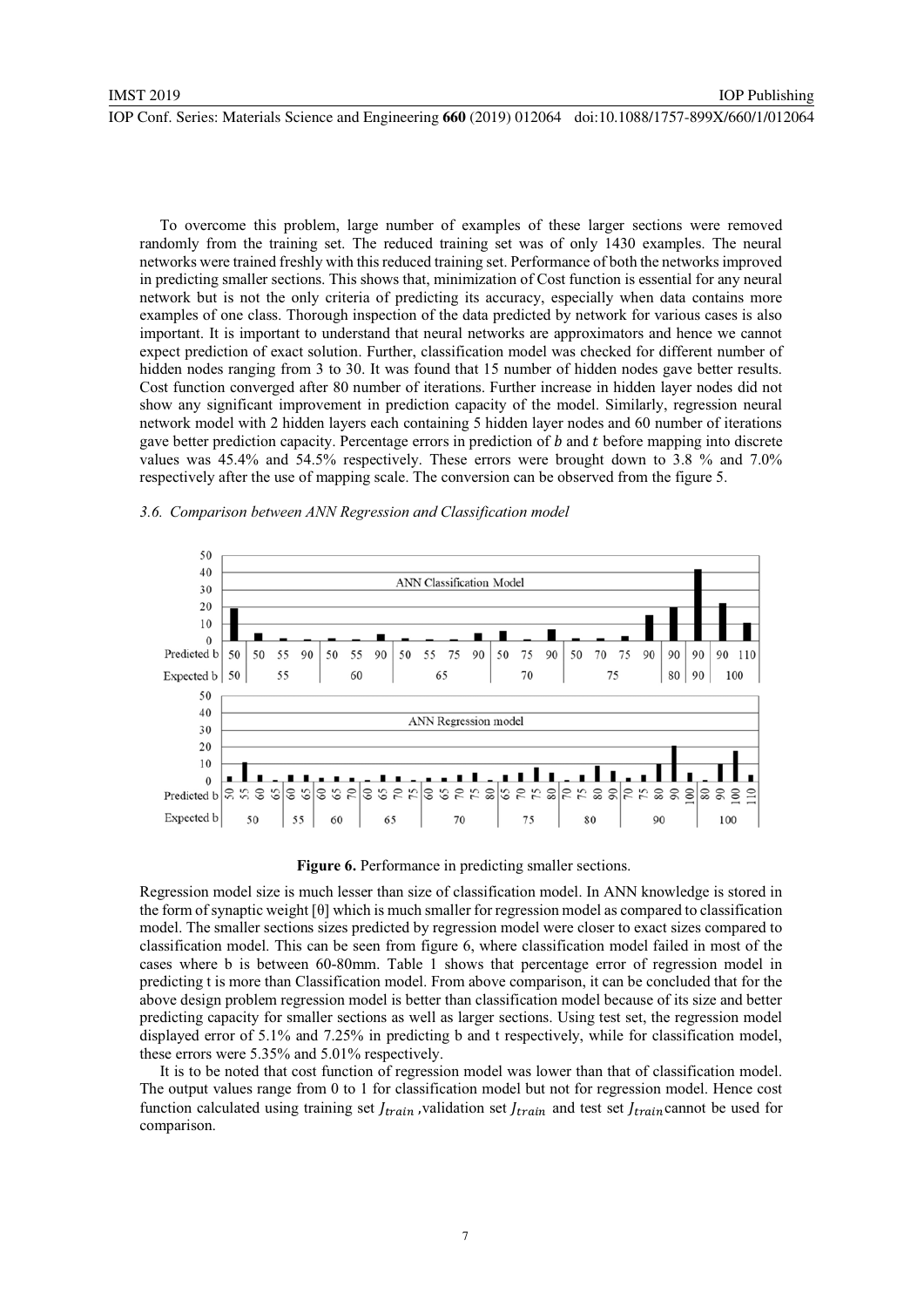To overcome this problem, large number of examples of these larger sections were removed randomly from the training set. The reduced training set was of only 1430 examples. The neural networks were trained freshly with this reduced training set. Performance of both the networks improved in predicting smaller sections. This shows that, minimization of Cost function is essential for any neural network but is not the only criteria of predicting its accuracy, especially when data contains more examples of one class. Thorough inspection of the data predicted by network for various cases is also important. It is important to understand that neural networks are approximators and hence we cannot expect prediction of exact solution. Further, classification model was checked for different number of hidden nodes ranging from 3 to 30. It was found that 15 number of hidden nodes gave better results. Cost function converged after 80 number of iterations. Further increase in hidden layer nodes did not show any significant improvement in prediction capacity of the model. Similarly, regression neural network model with 2 hidden layers each containing 5 hidden layer nodes and 60 number of iterations gave better prediction capacity. Percentage errors in prediction of $b$ and $t$ before mapping into discrete values was 45.4% and 54.5% respectively. These errors were brought down to 3.8 % and 7.0% respectively after the use of mapping scale. The conversion can be observed from the figure 5.

### 3.6. *Comparison between ANN Regression and Classification model*

**Figure 6.** Performance in predicting smaller sections.

Regression model size is much lesser than size of classification model. In ANN knowledge is stored in the form of synaptic weight [θ] which is much smaller for regression model as compared to classification model. The smaller sections sizes predicted by regression model were closer to exact sizes compared to classification model. This can be seen from figure 6, where classification model failed in most of the cases where b is between 60-80mm. Table 1 shows that percentage error of regression model in predicting t is more than Classification model. From above comparison, it can be concluded that for the above design problem regression model is better than classification model because of its size and better predicting capacity for smaller sections as well as larger sections. Using test set, the regression model displayed error of 5.1% and 7.25% in predicting b and t respectively, while for classification model, these errors were 5.35% and 5.01% respectively.

It is to be noted that cost function of regression model was lower than that of classification model. The output values range from 0 to 1 for classification model but not for regression model. Hence cost function calculated using training set $J_{train}$ ,validation set $J_{train}$ and test set $J_{train}$ cannot be used for comparison.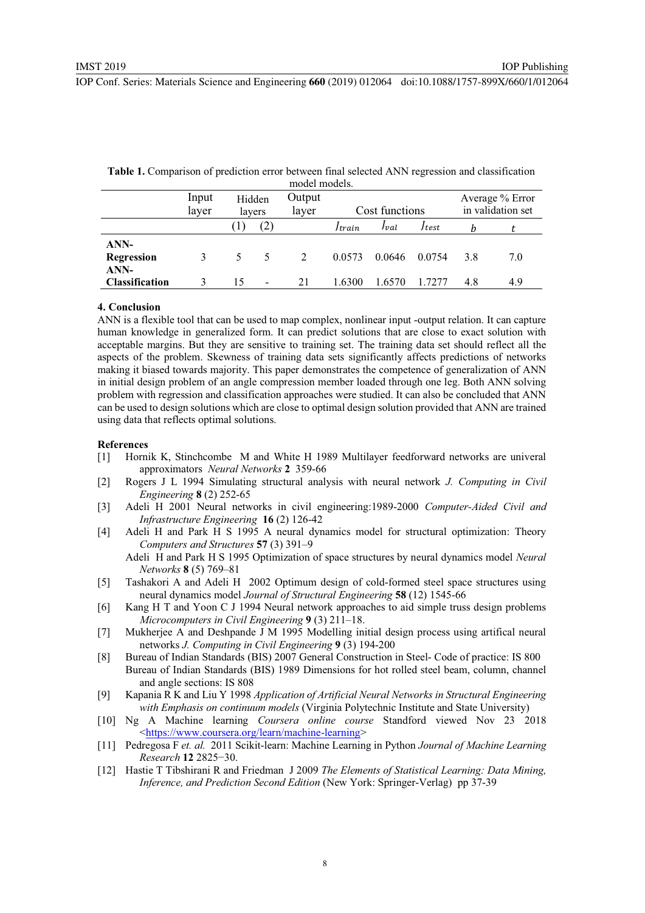**Table 1.** Comparison of prediction error between final selected ANN regression and classification model models.

| | Input layer | Hidden layers | | Output layer | Cost functions | | | Average % Error in validation set | |
|---|---|---|---|---|---|---|---|---|---|
| | | (1) | (2) | | $J_{train}$ | $J_{val}$ | $J_{test}$ | $b$ | $t$ |
| **ANN-Regression** | 3 | 5 | 5 | 2 | 0.0573 | 0.0646 | 0.0754 | 3.8 | 7.0 |
| **ANN-Classification** | 3 | 15 | - | 21 | 1.6300 | 1.6570 | 1.7277 | 4.8 | 4.9 |

## 4. Conclusion

ANN is a flexible tool that can be used to map complex, nonlinear input -output relation. It can capture human knowledge in generalized form. It can predict solutions that are close to exact solution with acceptable margins. But they are sensitive to training set. The training data set should reflect all the aspects of the problem. Skewness of training data sets significantly affects predictions of networks making it biased towards majority. This paper demonstrates the competence of generalization of ANN in initial design problem of an angle compression member loaded through one leg. Both ANN solving problem with regression and classification approaches were studied. It can also be concluded that ANN can be used to design solutions which are close to optimal design solution provided that ANN are trained using data that reflects optimal solutions.

## References

[1] Hornik K, Stinchcombe M and White H 1989 Multilayer feedforward networks are univeral approximators *Neural Networks* **2** 359-66

[2] Rogers J L 1994 Simulating structural analysis with neural network *J. Computing in Civil Engineering* **8** (2) 252-65

[3] Adeli H 2001 Neural networks in civil engineering:1989-2000 *Computer-Aided Civil and Infrastructure Engineering* **16** (2) 126-42

[4] Adeli H and Park H S 1995 A neural dynamics model for structural optimization: Theory *Computers and Structures* **57** (3) 391–9
Adeli H and Park H S 1995 Optimization of space structures by neural dynamics model *Neural Networks* **8** (5) 769–81

[5] Tashakori A and Adeli H 2002 Optimum design of cold-formed steel space structures using neural dynamics model *Journal of Structural Engineering* **58** (12) 1545-66

[6] Kang H T and Yoon C J 1994 Neural network approaches to aid simple truss design problems *Microcomputers in Civil Engineering* **9** (3) 211–18.

[7] Mukherjee A and Deshpande J M 1995 Modelling initial design process using artifical neural networks *J. Computing in Civil Engineering* **9** (3) 194-200

[8] Bureau of Indian Standards (BIS) 2007 General Construction in Steel- Code of practice: IS 800
Bureau of Indian Standards (BIS) 1989 Dimensions for hot rolled steel beam, column, channel and angle sections: IS 808

[9] Kapania R K and Liu Y 1998 *Application of Artificial Neural Networks in Structural Engineering with Emphasis on continuum models* (Virginia Polytechnic Institute and State University)

[10] Ng A Machine learning *Coursera online course* Standford viewed Nov 23 2018 <https://www.coursera.org/learn/machine-learning>

[11] Pedregosa F *et. al.* 2011 Scikit-learn: Machine Learning in Python *Journal of Machine Learning Research* **12** 2825−30.

[12] Hastie T Tibshirani R and Friedman J 2009 *The Elements of Statistical Learning: Data Mining, Inference, and Prediction Second Edition* (New York: Springer-Verlag) pp 37-39